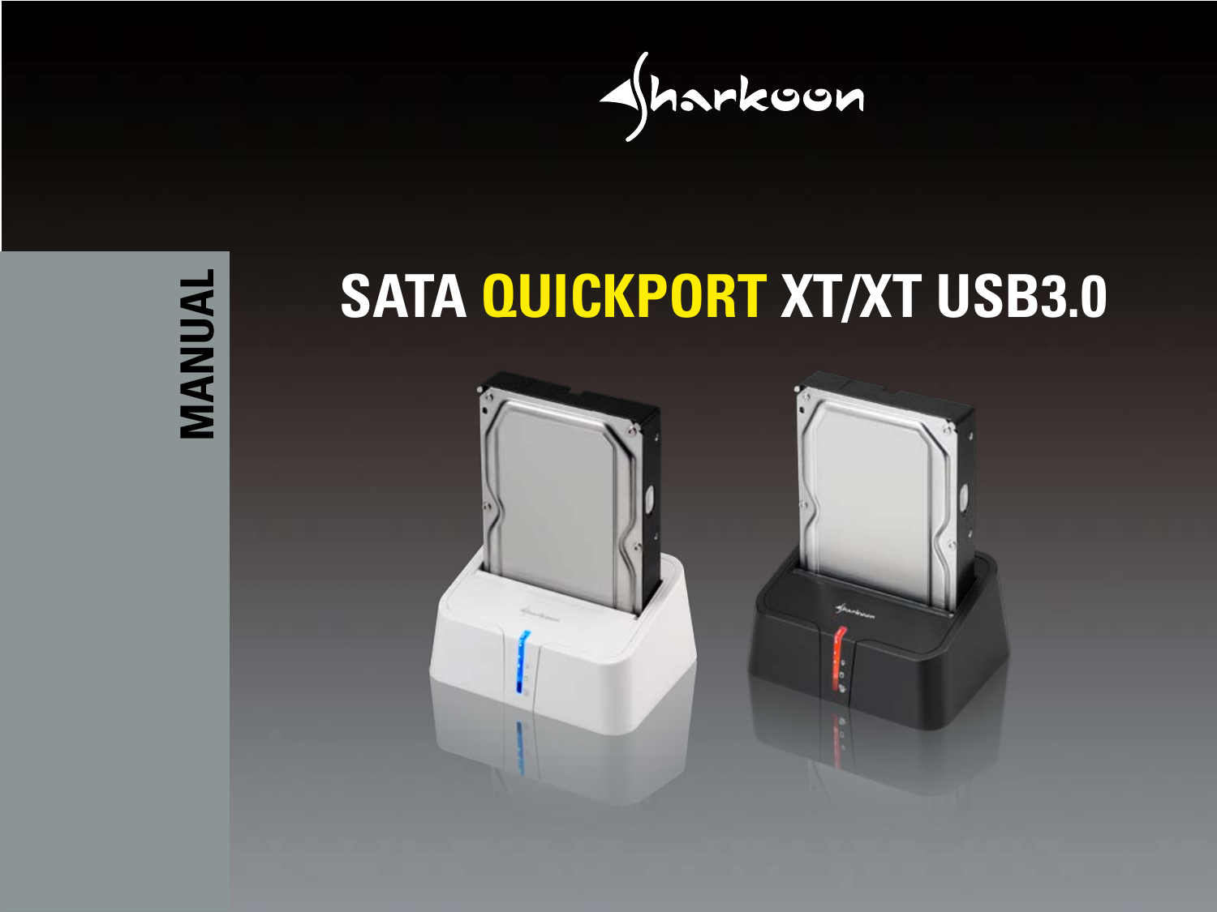Sharkoon

MANUAL

# SATA QUICKPORT XT/XT USB3.0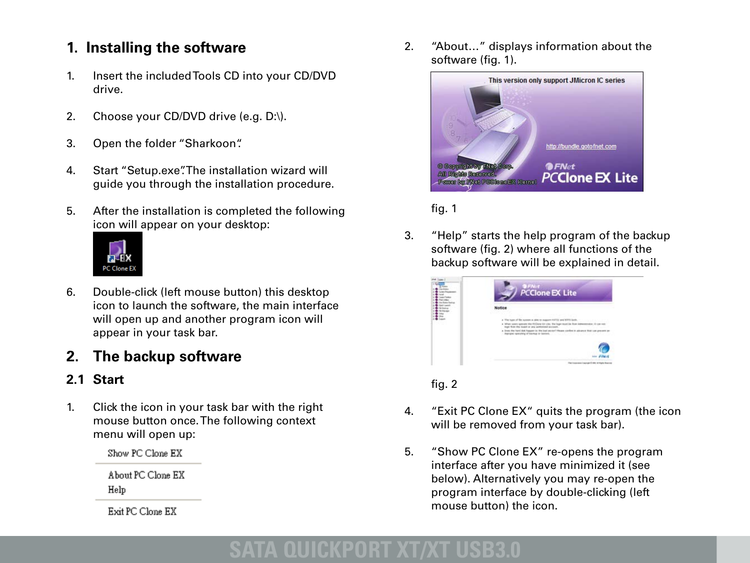# 1. Installing the software

1. Insert the included Tools CD into your CD/DVD drive.
2. Choose your CD/DVD drive (e.g. D:\).
3. Open the folder "Sharkoon".
4. Start "Setup.exe". The installation wizard will guide you through the installation procedure.
5. After the installation is completed the following icon will appear on your desktop:

   PC Clone EX

6. Double-click (left mouse button) this desktop icon to launch the software, the main interface will open up and another program icon will appear in your task bar.

# 2. The backup software

## 2.1 Start

1. Click the icon in your task bar with the right mouse button once. The following context menu will open up:

   Show PC Clone EX

   About PC Clone EX
   Help

   Exit PC Clone EX

2. "About…" displays information about the software (fig. 1).

   This version only support JMicron IC series

   http://bundle.gotofnet.com

   © Copyright by FNet Corp.
   All Rights Reserved.
   Power by FNet PCCloneEX Kernel

   FNet PCClone EX Lite

   fig. 1

3. "Help" starts the help program of the backup software (fig. 2) where all functions of the backup software will be explained in detail.

   fig. 2

4. "Exit PC Clone EX" quits the program (the icon will be removed from your task bar).
5. "Show PC Clone EX" re-opens the program interface after you have minimized it (see below). Alternatively you may re-open the program interface by double-clicking (left mouse button) the icon.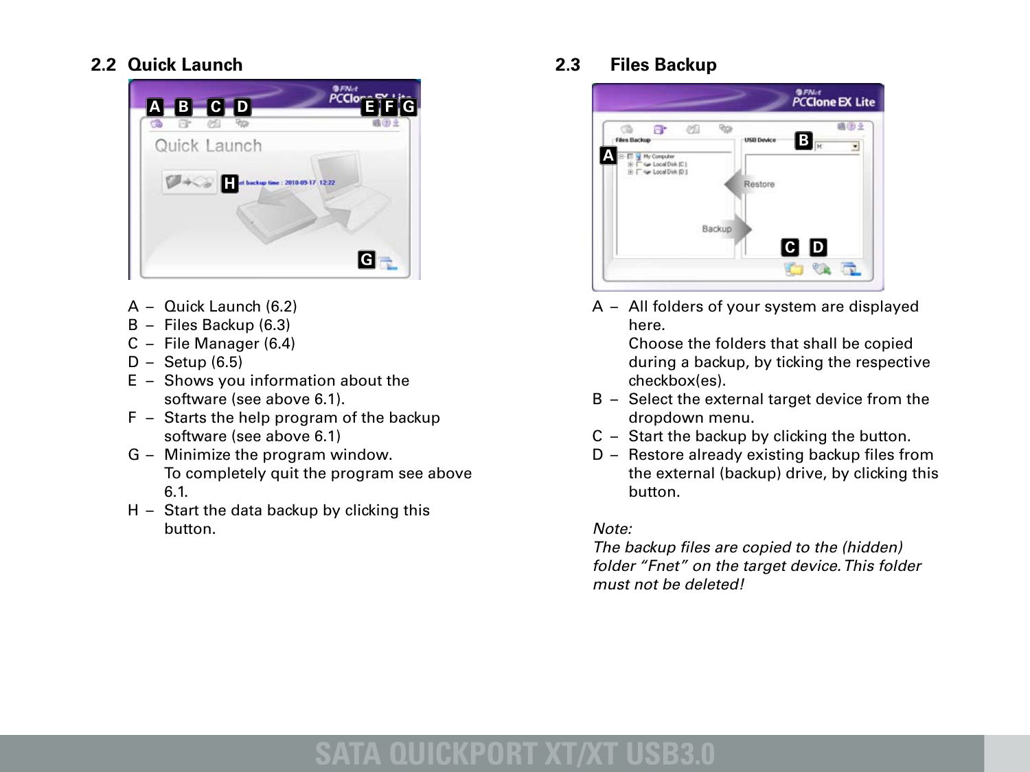## 2.2 Quick Launch

A – Quick Launch (6.2)
B – Files Backup (6.3)
C – File Manager (6.4)
D – Setup (6.5)
E – Shows you information about the software (see above 6.1).
F – Starts the help program of the backup software (see above 6.1)
G – Minimize the program window. To completely quit the program see above 6.1.
H – Start the data backup by clicking this button.

## 2.3 Files Backup

A – All folders of your system are displayed here. Choose the folders that shall be copied during a backup, by ticking the respective checkbox(es).
B – Select the external target device from the dropdown menu.
C – Start the backup by clicking the button.
D – Restore already existing backup files from the external (backup) drive, by clicking this button.

*Note:*
*The backup files are copied to the (hidden) folder “Fnet” on the target device. This folder must not be deleted!*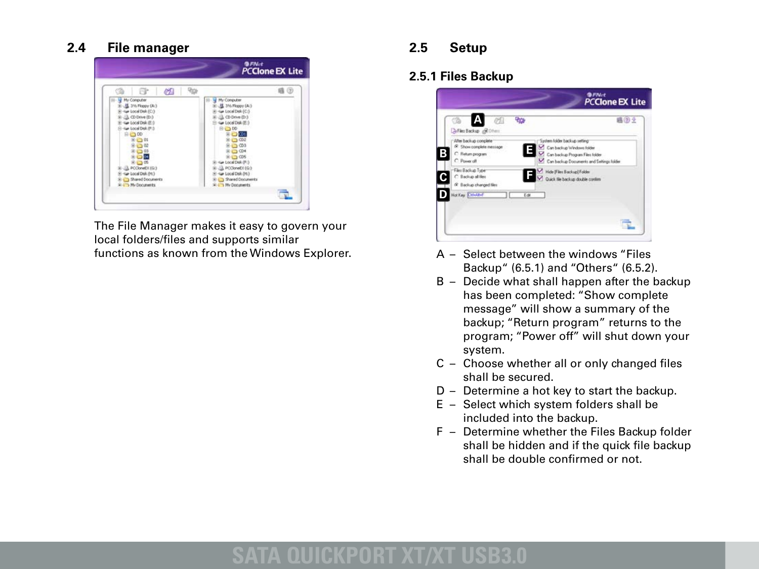## 2.4 File manager

The File Manager makes it easy to govern your local folders/files and supports similar functions as known from the Windows Explorer.

## 2.5 Setup

### 2.5.1 Files Backup

A – Select between the windows “Files Backup“ (6.5.1) and “Others“ (6.5.2).

B – Decide what shall happen after the backup has been completed: “Show complete message” will show a summary of the backup; “Return program” returns to the program; “Power off” will shut down your system.

C – Choose whether all or only changed files shall be secured.

D – Determine a hot key to start the backup.

E – Select which system folders shall be included into the backup.

F – Determine whether the Files Backup folder shall be hidden and if the quick file backup shall be double confirmed or not.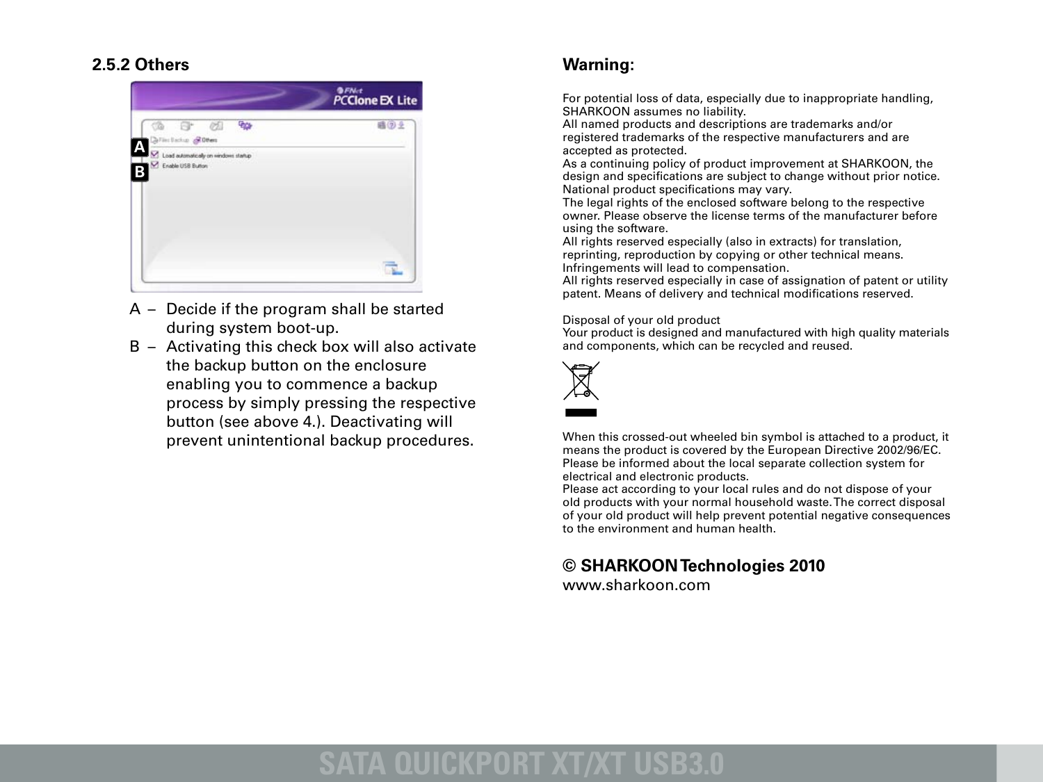### 2.5.2 Others

A – Decide if the program shall be started during system boot-up.

B – Activating this check box will also activate the backup button on the enclosure enabling you to commence a backup process by simply pressing the respective button (see above 4.). Deactivating will prevent unintentional backup procedures.

### Warning:

For potential loss of data, especially due to inappropriate handling, SHARKOON assumes no liability.
All named products and descriptions are trademarks and/or registered trademarks of the respective manufacturers and are accepted as protected.
As a continuing policy of product improvement at SHARKOON, the design and specifications are subject to change without prior notice. National product specifications may vary.
The legal rights of the enclosed software belong to the respective owner. Please observe the license terms of the manufacturer before using the software.
All rights reserved especially (also in extracts) for translation, reprinting, reproduction by copying or other technical means. Infringements will lead to compensation.
All rights reserved especially in case of assignation of patent or utility patent. Means of delivery and technical modifications reserved.

Disposal of your old product
Your product is designed and manufactured with high quality materials and components, which can be recycled and reused.

When this crossed-out wheeled bin symbol is attached to a product, it means the product is covered by the European Directive 2002/96/EC.
Please be informed about the local separate collection system for electrical and electronic products.
Please act according to your local rules and do not dispose of your old products with your normal household waste. The correct disposal of your old product will help prevent potential negative consequences to the environment and human health.

**© SHARKOON Technologies 2010**
www.sharkoon.com